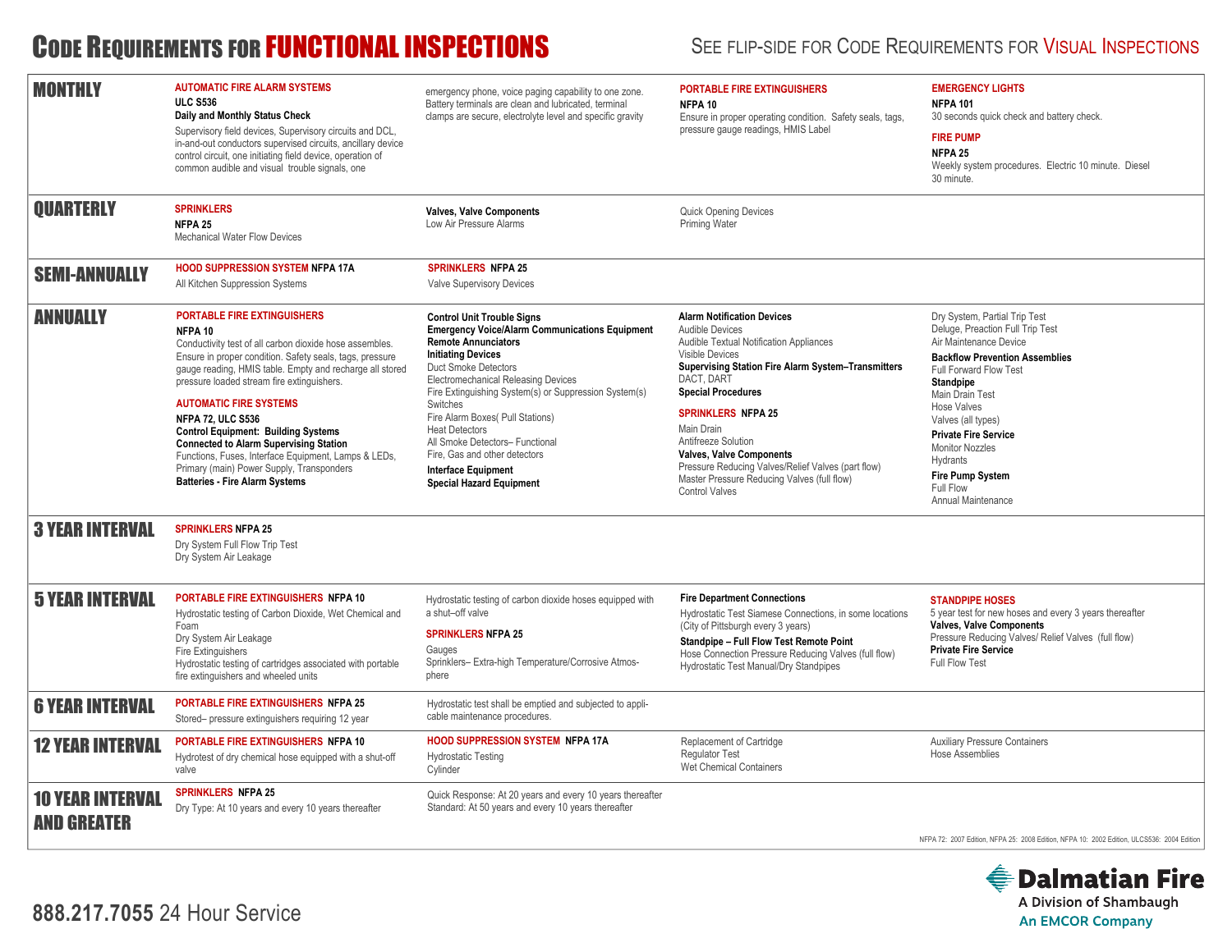# Code Requirements for FUNCTIONAL INSPECTIONS

See flip-side for Code Requirements for Visual Inspections

## MONTHLY

**AUTOMATIC FIRE ALARM SYSTEMS**
**ULC S536**
**Daily and Monthly Status Check**
Supervisory field devices, Supervisory circuits and DCL, in-and-out conductors supervised circuits, ancillary device control circuit, one initiating field device, operation of common audible and visual trouble signals, one emergency phone, voice paging capability to one zone. Battery terminals are clean and lubricated, terminal clamps are secure, electrolyte level and specific gravity

**PORTABLE FIRE EXTINGUISHERS**
**NFPA 10**
Ensure in proper operating condition. Safety seals, tags, pressure gauge readings, HMIS Label

**EMERGENCY LIGHTS**
**NFPA 101**
30 seconds quick check and battery check.

**FIRE PUMP**
**NFPA 25**
Weekly system procedures. Electric 10 minute. Diesel 30 minute.

## QUARTERLY

**SPRINKLERS**
**NFPA 25**
Mechanical Water Flow Devices

**Valves, Valve Components**
Low Air Pressure Alarms

Quick Opening Devices
Priming Water

## SEMI-ANNUALLY

**HOOD SUPPRESSION SYSTEM NFPA 17A**
All Kitchen Suppression Systems

**SPRINKLERS NFPA 25**
Valve Supervisory Devices

## ANNUALLY

**PORTABLE FIRE EXTINGUISHERS**
**NFPA 10**
Conductivity test of all carbon dioxide hose assemblies. Ensure in proper condition. Safety seals, tags, pressure gauge reading, HMIS table. Empty and recharge all stored pressure loaded stream fire extinguishers.

**AUTOMATIC FIRE SYSTEMS**
**NFPA 72, ULC S536**
**Control Equipment: Building Systems**
**Connected to Alarm Supervising Station**
Functions, Fuses, Interface Equipment, Lamps & LEDs, Primary (main) Power Supply, Transponders
**Batteries - Fire Alarm Systems**

**Control Unit Trouble Signs**
**Emergency Voice/Alarm Communications Equipment**
**Remote Annunciators**
**Initiating Devices**
Duct Smoke Detectors
Electromechanical Releasing Devices
Fire Extinguishing System(s) or Suppression System(s) Switches
Fire Alarm Boxes( Pull Stations)
Heat Detectors
All Smoke Detectors– Functional
Fire, Gas and other detectors
**Interface Equipment**
**Special Hazard Equipment**

**Alarm Notification Devices**
Audible Devices
Audible Textual Notification Appliances
Visible Devices
**Supervising Station Fire Alarm System–Transmitters**
DACT, DART
**Special Procedures**

**SPRINKLERS NFPA 25**
Main Drain
Antifreeze Solution
**Valves, Valve Components**
Pressure Reducing Valves/Relief Valves (part flow)
Master Pressure Reducing Valves (full flow)
Control Valves

Dry System, Partial Trip Test
Deluge, Preaction Full Trip Test
Air Maintenance Device
**Backflow Prevention Assemblies**
Full Forward Flow Test
**Standpipe**
Main Drain Test
Hose Valves
Valves (all types)
**Private Fire Service**
Monitor Nozzles
Hydrants
**Fire Pump System**
Full Flow
Annual Maintenance

## 3 YEAR INTERVAL

**SPRINKLERS NFPA 25**
Dry System Full Flow Trip Test
Dry System Air Leakage

## 5 YEAR INTERVAL

**PORTABLE FIRE EXTINGUISHERS NFPA 10**
Hydrostatic testing of Carbon Dioxide, Wet Chemical and Foam
Dry System Air Leakage
Fire Extinguishers
Hydrostatic testing of cartridges associated with portable fire extinguishers and wheeled units
Hydrostatic testing of carbon dioxide hoses equipped with a shut–off valve

**SPRINKLERS NFPA 25**
Gauges
Sprinklers– Extra-high Temperature/Corrosive Atmosphere

**Fire Department Connections**
Hydrostatic Test Siamese Connections, in some locations (City of Pittsburgh every 3 years)
**Standpipe – Full Flow Test Remote Point**
Hose Connection Pressure Reducing Valves (full flow)
Hydrostatic Test Manual/Dry Standpipes

**STANDPIPE HOSES**
5 year test for new hoses and every 3 years thereafter
**Valves, Valve Components**
Pressure Reducing Valves/ Relief Valves (full flow)
**Private Fire Service**
Full Flow Test

## 6 YEAR INTERVAL

**PORTABLE FIRE EXTINGUISHERS NFPA 25**
Stored– pressure extinguishers requiring 12 year Hydrostatic test shall be emptied and subjected to applicable maintenance procedures.

## 12 YEAR INTERVAL

**PORTABLE FIRE EXTINGUISHERS NFPA 10**
Hydrotest of dry chemical hose equipped with a shut-off valve

**HOOD SUPPRESSION SYSTEM NFPA 17A**
Hydrostatic Testing
Cylinder
Replacement of Cartridge
Regulator Test
Wet Chemical Containers
Auxiliary Pressure Containers
Hose Assemblies

## 10 YEAR INTERVAL AND GREATER

**SPRINKLERS NFPA 25**
Dry Type: At 10 years and every 10 years thereafter
Quick Response: At 20 years and every 10 years thereafter
Standard: At 50 years and every 10 years thereafter

NFPA 72: 2007 Edition, NFPA 25: 2008 Edition, NFPA 10: 2002 Edition, ULCS536: 2004 Edition

**888.217.7055** 24 Hour Service

**Dalmatian Fire**
A Division of Shambaugh
An EMCOR Company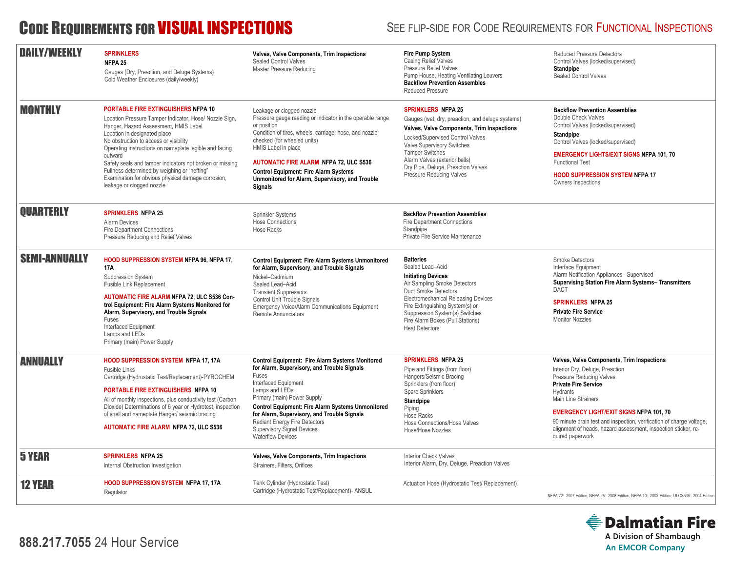# CODE REQUIREMENTS FOR VISUAL INSPECTIONS

SEE FLIP-SIDE FOR CODE REQUIREMENTS FOR FUNCTIONAL INSPECTIONS

## DAILY/WEEKLY

**SPRINKLERS**
**NFPA 25**
Gauges (Dry, Preaction, and Deluge Systems)
Cold Weather Enclosures (daily/weekly)

**Valves, Valve Components, Trim Inspections**
Sealed Control Valves
Master Pressure Reducing

**Fire Pump System**
Casing Relief Valves
Pressure Relief Valves
Pump House, Heating Ventilating Louvers

**Backflow Prevention Assembles**
Reduced Pressure
Reduced Pressure Detectors
Control Valves (locked/supervised)

**Standpipe**
Sealed Control Valves

## MONTHLY

**PORTABLE FIRE EXTINGUISHERS NFPA 10**
Location Pressure Tamper Indicator, Hose/ Nozzle Sign, Hanger, Hazard Assessment, HMIS Label
Location in designated place
No obstruction to access or visibility
Operating instructions on nameplate legible and facing outward
Safety seals and tamper indicators not broken or missing
Fullness determined by weighing or "hefting"
Examination for obvious physical damage corrosion, leakage or clogged nozzle
Leakage or clogged nozzle
Pressure gauge reading or indicator in the operable range or position
Condition of tires, wheels, carriage, hose, and nozzle checked (for wheeled units)
HMIS Label in place

**AUTOMATIC FIRE ALARM NFPA 72, ULC S536**
**Control Equipment: Fire Alarm Systems Unmonitored for Alarm, Supervisory, and Trouble Signals**

**SPRINKLERS NFPA 25**
Gauges (wet, dry, preaction, and deluge systems)

**Valves, Valve Components, Trim Inspections**
Locked/Supervised Control Valves
Valve Supervisory Switches
Tamper Switches
Alarm Valves (exterior bells)
Dry Pipe, Deluge, Preaction Valves
Pressure Reducing Valves

**Backflow Prevention Assemblies**
Double Check Valves
Control Valves (locked/supervised)

**Standpipe**
Control Valves (locked/supervised)

**EMERGENCY LIGHTS/EXIT SIGNS NFPA 101, 70**
Functional Test

**HOOD SUPPRESSION SYSTEM NFPA 17**
Owners Inspections

## QUARTERLY

**SPRINKLERS NFPA 25**
Alarm Devices
Fire Department Connections
Pressure Reducing and Relief Valves
Sprinkler Systems
Hose Connections
Hose Racks

**Backflow Prevention Assemblies**
Fire Department Connections
Standpipe
Private Fire Service Maintenance

## SEMI-ANNUALLY

**HOOD SUPPRESSION SYSTEM NFPA 96, NFPA 17, 17A**
Suppression System
Fusible Link Replacement

**AUTOMATIC FIRE ALARM NFPA 72, ULC S536 Control Equipment: Fire Alarm Systems Monitored for Alarm, Supervisory, and Trouble Signals**
Fuses
Interfaced Equipment
Lamps and LEDs
Primary (main) Power Supply

**Control Equipment: Fire Alarm Systems Unmonitored for Alarm, Supervisory, and Trouble Signals**
Nickel–Cadmium
Sealed Lead–Acid
Transient Suppressors
Control Unit Trouble Signals
Emergency Voice/Alarm Communications Equipment
Remote Annunciators

**Batteries**
Sealed Lead–Acid

**Initiating Devices**
Air Sampling Smoke Detectors
Duct Smoke Detectors
Electromechanical Releasing Devices
Fire Extinguishing System(s) or Suppression System(s) Switches
Fire Alarm Boxes (Pull Stations)
Heat Detectors
Smoke Detectors
Interface Equipment
Alarm Notification Appliances– Supervised

**Supervising Station Fire Alarm Systems– Transmitters**
DACT

**SPRINKLERS NFPA 25**

**Private Fire Service**
Monitor Nozzles

## ANNUALLY

**HOOD SUPPRESSION SYSTEM NFPA 17, 17A**
Fusible Links
Cartridge (Hydrostatic Test/Replacement)-PYROCHEM

**PORTABLE FIRE EXTINGUISHERS NFPA 10**
All of monthly inspections, plus conductivity test (Carbon Dioxide) Determinations of 6 year or Hydrotest, inspection of shell and nameplate Hanger/ seismic bracing

**AUTOMATIC FIRE ALARM NFPA 72, ULC S536**

**Control Equipment: Fire Alarm Systems Monitored for Alarm, Supervisory, and Trouble Signals**
Fuses
Interfaced Equipment
Lamps and LEDs
Primary (main) Power Supply

**Control Equipment: Fire Alarm Systems Unmonitored for Alarm, Supervisory, and Trouble Signals**
Radiant Energy Fire Detectors
Supervisory Signal Devices
Waterflow Devices

**SPRINKLERS NFPA 25**
Pipe and Fittings (from floor)
Hangers/Seismic Bracing
Sprinklers (from floor)
Spare Sprinklers

**Standpipe**
Piping
Hose Racks
Hose Connections/Hose Valves
Hose/Hose Nozzles

**Valves, Valve Components, Trim Inspections**
Interior Dry, Deluge, Preaction
Pressure Reducing Valves

**Private Fire Service**
Hydrants
Main Line Strainers

**EMERGENCY LIGHT/EXIT SIGNS NFPA 101, 70**
90 minute drain test and inspection, verification of charge voltage, alignment of heads, hazard assessment, inspection sticker, required paperwork

## 5 YEAR

**SPRINKLERS NFPA 25**
Internal Obstruction Investigation

**Valves, Valve Components, Trim Inspections**
Strainers, Filters, Orifices
Interior Check Valves
Interior Alarm, Dry, Deluge, Preaction Valves

## 12 YEAR

**HOOD SUPPRESSION SYSTEM NFPA 17, 17A**
Regulator
Tank Cylinder (Hydrostatic Test)
Cartridge (Hydrostatic Test/Replacement)- ANSUL
Actuation Hose (Hydrostatic Test/ Replacement)

NFPA 72: 2007 Edition, NFPA 25: 2008 Edition, NFPA 10: 2002 Edition, ULCS536: 2004 Edition

**888.217.7055** 24 Hour Service

**Dalmatian Fire**
A Division of Shambaugh
An EMCOR Company